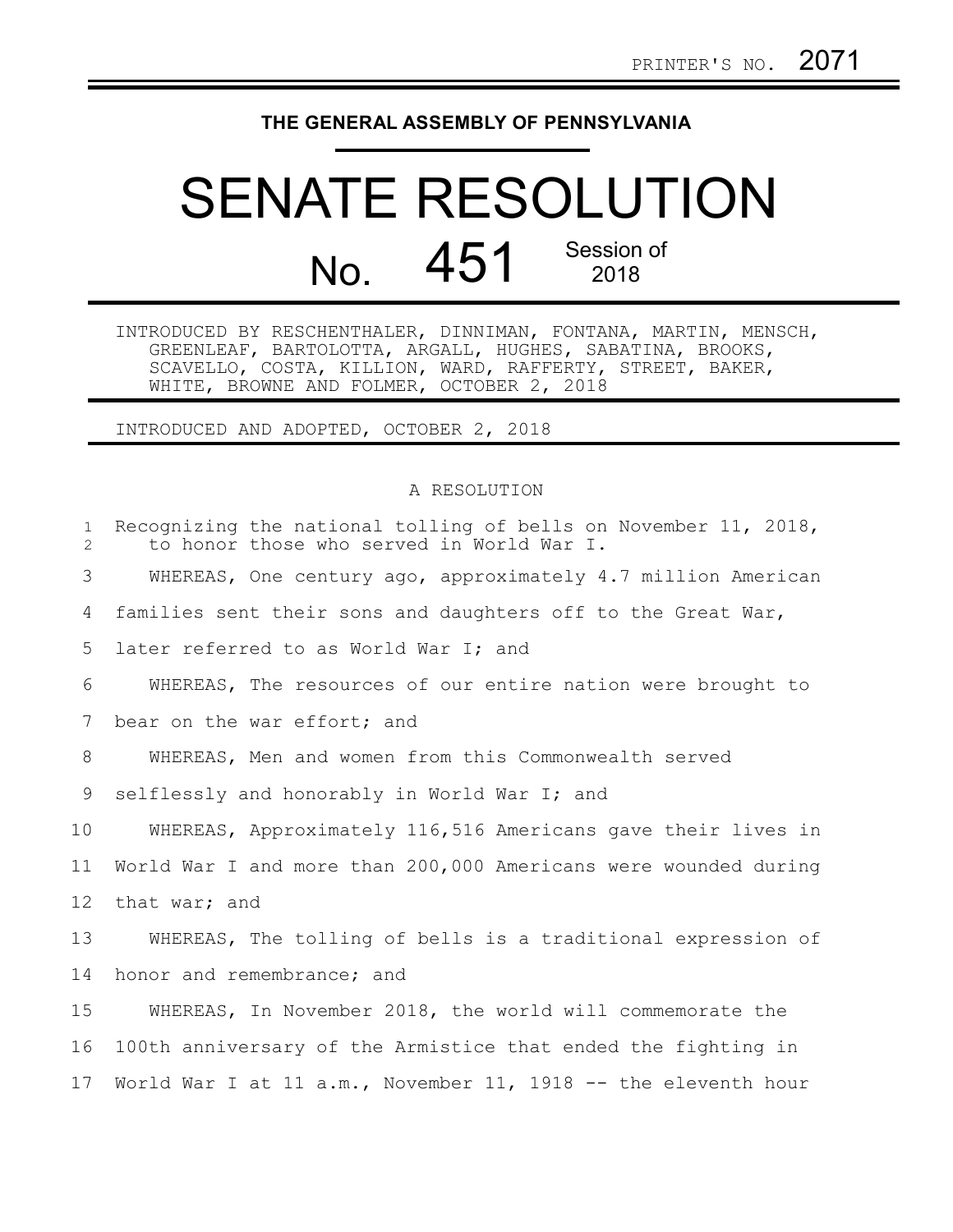PRINTER'S NO. 2071

# THE GENERAL ASSEMBLY OF PENNSYLVANIA

# SENATE RESOLUTION

## No. 451 Session of 2018

INTRODUCED BY RESCHENTHALER, DINNIMAN, FONTANA, MARTIN, MENSCH, GREENLEAF, BARTOLOTTA, ARGALL, HUGHES, SABATINA, BROOKS, SCAVELLO, COSTA, KILLION, WARD, RAFFERTY, STREET, BAKER, WHITE, BROWNE AND FOLMER, OCTOBER 2, 2018

INTRODUCED AND ADOPTED, OCTOBER 2, 2018

A RESOLUTION

Recognizing the national tolling of bells on November 11, 2018, to honor those who served in World War I.

WHEREAS, One century ago, approximately 4.7 million American families sent their sons and daughters off to the Great War, later referred to as World War I; and

WHEREAS, The resources of our entire nation were brought to bear on the war effort; and

WHEREAS, Men and women from this Commonwealth served selflessly and honorably in World War I; and

WHEREAS, Approximately 116,516 Americans gave their lives in World War I and more than 200,000 Americans were wounded during that war; and

WHEREAS, The tolling of bells is a traditional expression of honor and remembrance; and

WHEREAS, In November 2018, the world will commemorate the 100th anniversary of the Armistice that ended the fighting in World War I at 11 a.m., November 11, 1918 -- the eleventh hour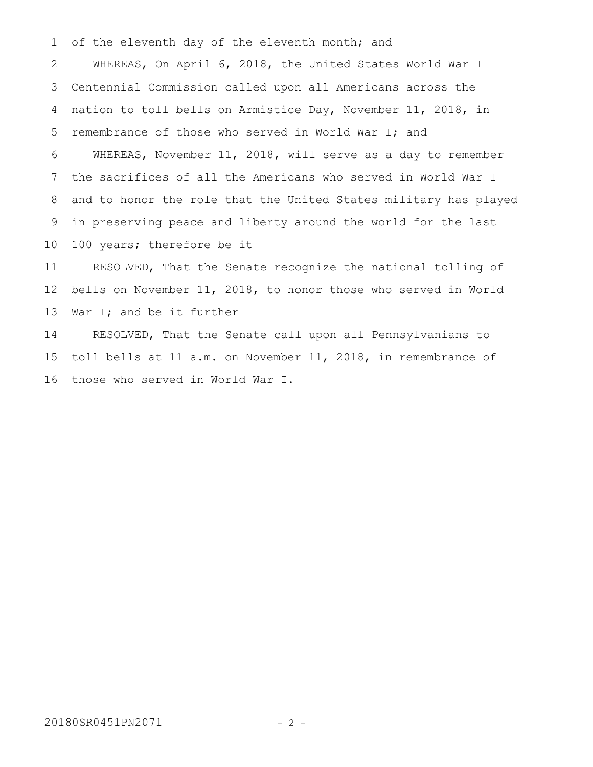of the eleventh day of the eleventh month; and

WHEREAS, On April 6, 2018, the United States World War I Centennial Commission called upon all Americans across the nation to toll bells on Armistice Day, November 11, 2018, in remembrance of those who served in World War I; and

WHEREAS, November 11, 2018, will serve as a day to remember the sacrifices of all the Americans who served in World War I and to honor the role that the United States military has played in preserving peace and liberty around the world for the last 100 years; therefore be it

RESOLVED, That the Senate recognize the national tolling of bells on November 11, 2018, to honor those who served in World War I; and be it further

RESOLVED, That the Senate call upon all Pennsylvanians to toll bells at 11 a.m. on November 11, 2018, in remembrance of those who served in World War I.